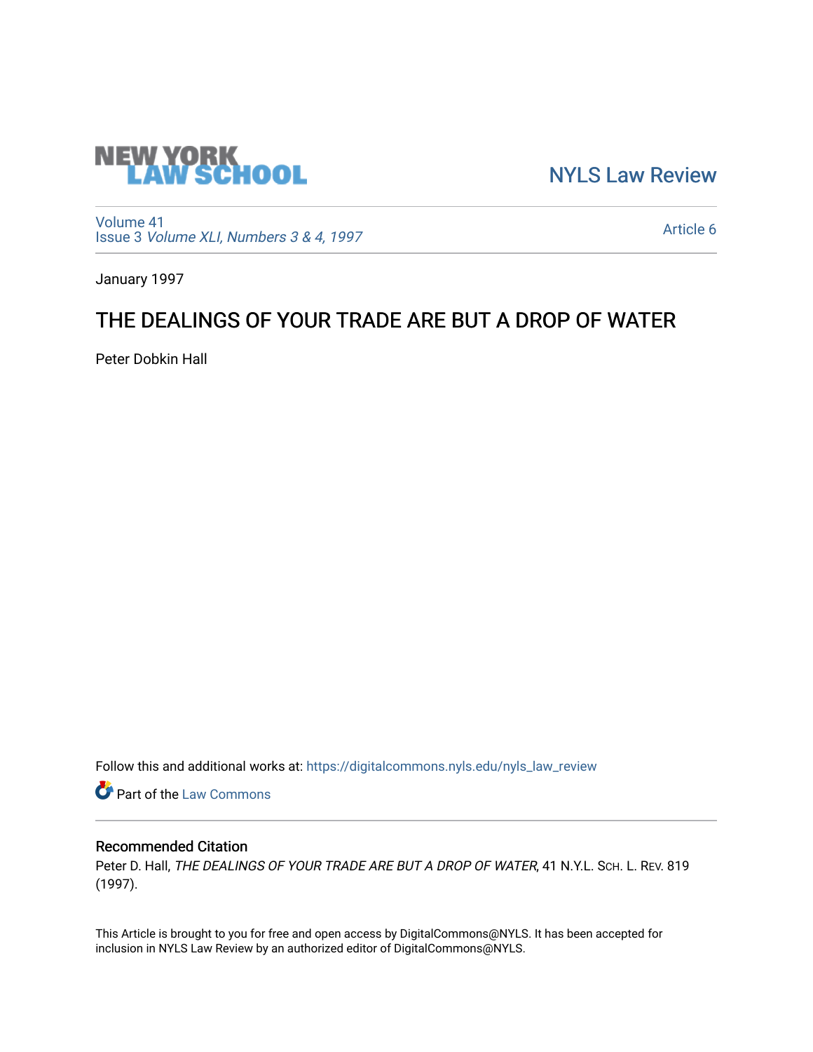NEW YORK LAW SCHOOL

NYLS Law Review

Volume 41
Issue 3 *Volume XLI, Numbers 3 & 4, 1997*

Article 6

January 1997

# THE DEALINGS OF YOUR TRADE ARE BUT A DROP OF WATER

Peter Dobkin Hall

Follow this and additional works at: https://digitalcommons.nyls.edu/nyls_law_review

Part of the Law Commons

## Recommended Citation

Peter D. Hall, *THE DEALINGS OF YOUR TRADE ARE BUT A DROP OF WATER*, 41 N.Y.L. SCH. L. REV. 819 (1997).

This Article is brought to you for free and open access by DigitalCommons@NYLS. It has been accepted for inclusion in NYLS Law Review by an authorized editor of DigitalCommons@NYLS.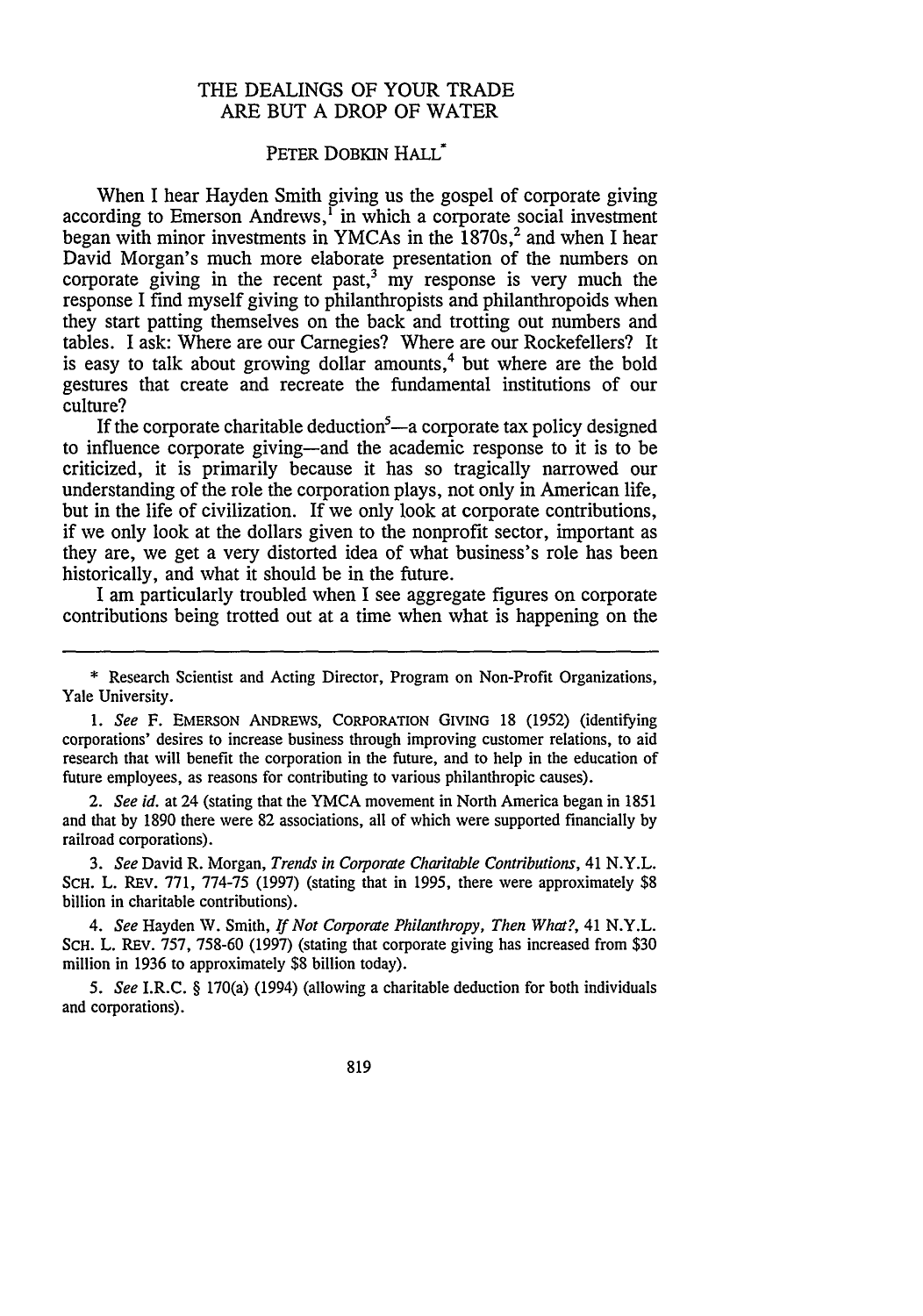# THE DEALINGS OF YOUR TRADE ARE BUT A DROP OF WATER

PETER DOBKIN HALL*

When I hear Hayden Smith giving us the gospel of corporate giving according to Emerson Andrews,[1] in which a corporate social investment began with minor investments in YMCAs in the 1870s,[2] and when I hear David Morgan's much more elaborate presentation of the numbers on corporate giving in the recent past,[3] my response is very much the response I find myself giving to philanthropists and philanthropoids when they start patting themselves on the back and trotting out numbers and tables. I ask: Where are our Carnegies? Where are our Rockefellers? It is easy to talk about growing dollar amounts,[4] but where are the bold gestures that create and recreate the fundamental institutions of our culture?

If the corporate charitable deduction[5]—a corporate tax policy designed to influence corporate giving—and the academic response to it is to be criticized, it is primarily because it has so tragically narrowed our understanding of the role the corporation plays, not only in American life, but in the life of civilization. If we only look at corporate contributions, if we only look at the dollars given to the nonprofit sector, important as they are, we get a very distorted idea of what business's role has been historically, and what it should be in the future.

I am particularly troubled when I see aggregate figures on corporate contributions being trotted out at a time when what is happening on the

---

\* Research Scientist and Acting Director, Program on Non-Profit Organizations, Yale University.

1. *See* F. EMERSON ANDREWS, CORPORATION GIVING 18 (1952) (identifying corporations' desires to increase business through improving customer relations, to aid research that will benefit the corporation in the future, and to help in the education of future employees, as reasons for contributing to various philanthropic causes).

2. *See id.* at 24 (stating that the YMCA movement in North America began in 1851 and that by 1890 there were 82 associations, all of which were supported financially by railroad corporations).

3. *See* David R. Morgan, *Trends in Corporate Charitable Contributions*, 41 N.Y.L. SCH. L. REV. 771, 774-75 (1997) (stating that in 1995, there were approximately $8 billion in charitable contributions).

4. *See* Hayden W. Smith, *If Not Corporate Philanthropy, Then What?*, 41 N.Y.L. SCH. L. REV. 757, 758-60 (1997) (stating that corporate giving has increased from $30 million in 1936 to approximately $8 billion today).

5. *See* I.R.C. § 170(a) (1994) (allowing a charitable deduction for both individuals and corporations).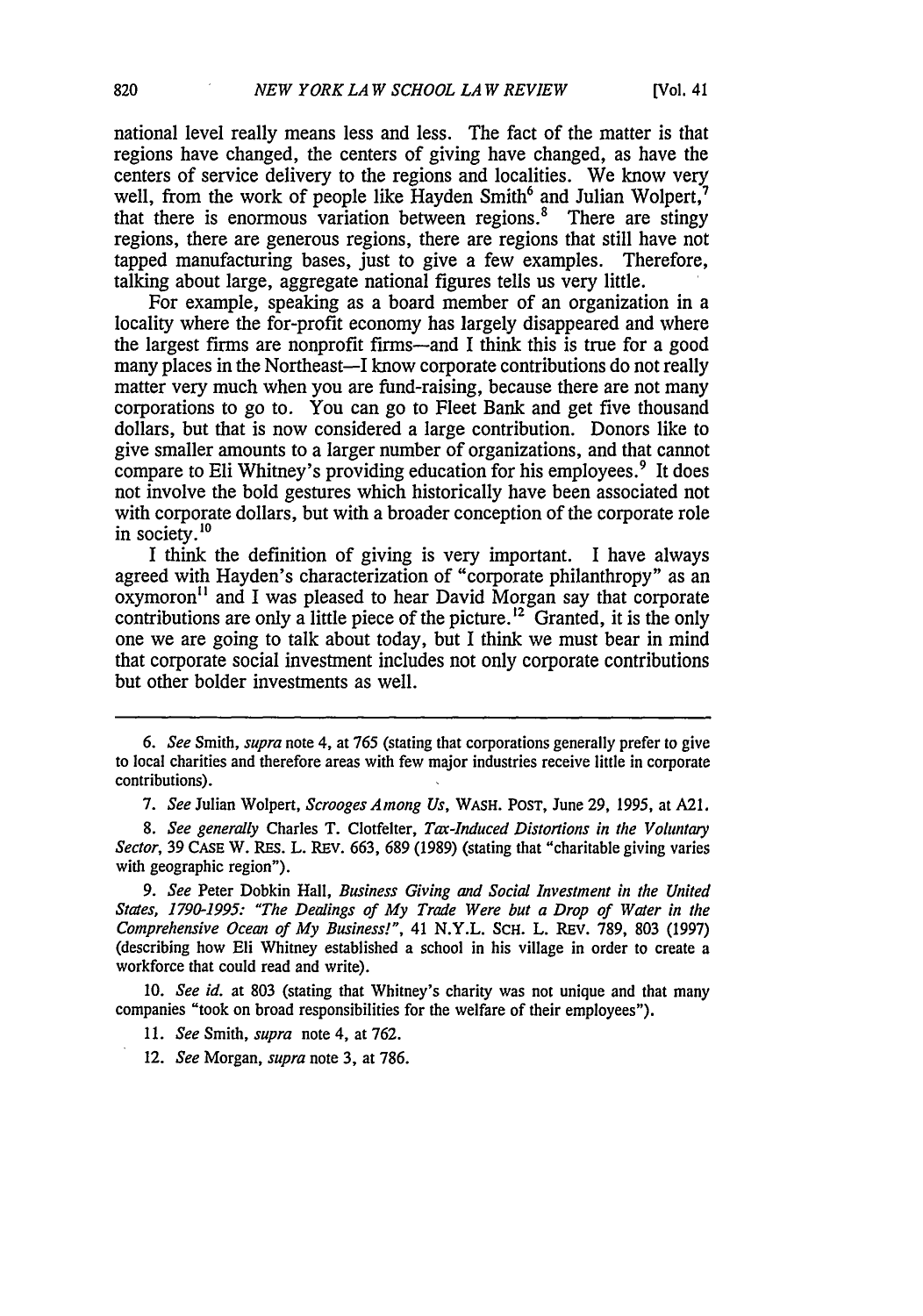national level really means less and less. The fact of the matter is that regions have changed, the centers of giving have changed, as have the centers of service delivery to the regions and localities. We know very well, from the work of people like Hayden Smith[6] and Julian Wolpert,[7] that there is enormous variation between regions.[8] There are stingy regions, there are generous regions, there are regions that still have not tapped manufacturing bases, just to give a few examples. Therefore, talking about large, aggregate national figures tells us very little.

For example, speaking as a board member of an organization in a locality where the for-profit economy has largely disappeared and where the largest firms are nonprofit firms—and I think this is true for a good many places in the Northeast—I know corporate contributions do not really matter very much when you are fund-raising, because there are not many corporations to go to. You can go to Fleet Bank and get five thousand dollars, but that is now considered a large contribution. Donors like to give smaller amounts to a larger number of organizations, and that cannot compare to Eli Whitney's providing education for his employees.[9] It does not involve the bold gestures which historically have been associated not with corporate dollars, but with a broader conception of the corporate role in society.[10]

I think the definition of giving is very important. I have always agreed with Hayden's characterization of "corporate philanthropy" as an oxymoron[11] and I was pleased to hear David Morgan say that corporate contributions are only a little piece of the picture.[12] Granted, it is the only one we are going to talk about today, but I think we must bear in mind that corporate social investment includes not only corporate contributions but other bolder investments as well.

---

6. *See* Smith, *supra* note 4, at 765 (stating that corporations generally prefer to give to local charities and therefore areas with few major industries receive little in corporate contributions).

7. *See* Julian Wolpert, *Scrooges Among Us*, WASH. POST, June 29, 1995, at A21.

8. *See generally* Charles T. Clotfelter, *Tax-Induced Distortions in the Voluntary Sector*, 39 CASE W. RES. L. REV. 663, 689 (1989) (stating that "charitable giving varies with geographic region").

9. *See* Peter Dobkin Hall, *Business Giving and Social Investment in the United States, 1790-1995: "The Dealings of My Trade Were but a Drop of Water in the Comprehensive Ocean of My Business!"*, 41 N.Y.L. SCH. L. REV. 789, 803 (1997) (describing how Eli Whitney established a school in his village in order to create a workforce that could read and write).

10. *See id.* at 803 (stating that Whitney's charity was not unique and that many companies "took on broad responsibilities for the welfare of their employees").

11. *See* Smith, *supra* note 4, at 762.

12. *See* Morgan, *supra* note 3, at 786.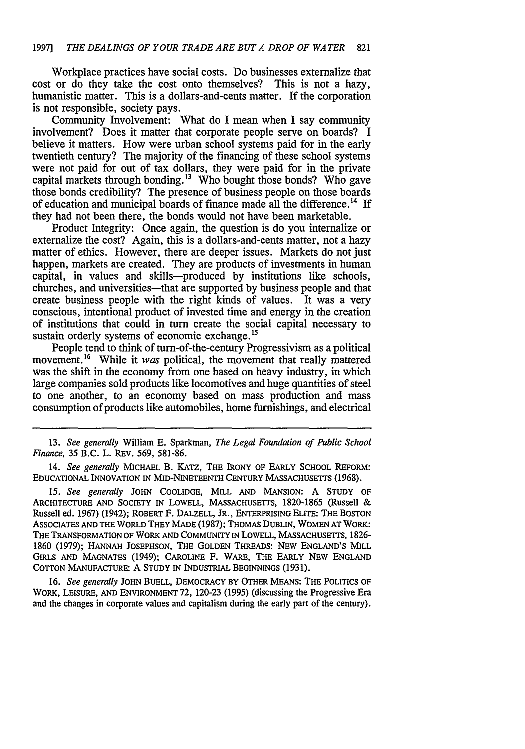Workplace practices have social costs. Do businesses externalize that cost or do they take the cost onto themselves? This is not a hazy, humanistic matter. This is a dollars-and-cents matter. If the corporation is not responsible, society pays.

Community Involvement: What do I mean when I say community involvement? Does it matter that corporate people serve on boards? I believe it matters. How were urban school systems paid for in the early twentieth century? The majority of the financing of these school systems were not paid for out of tax dollars, they were paid for in the private capital markets through bonding.[13] Who bought those bonds? Who gave those bonds credibility? The presence of business people on those boards of education and municipal boards of finance made all the difference.[14] If they had not been there, the bonds would not have been marketable.

Product Integrity: Once again, the question is do you internalize or externalize the cost? Again, this is a dollars-and-cents matter, not a hazy matter of ethics. However, there are deeper issues. Markets do not just happen, markets are created. They are products of investments in human capital, in values and skills—produced by institutions like schools, churches, and universities—that are supported by business people and that create business people with the right kinds of values. It was a very conscious, intentional product of invested time and energy in the creation of institutions that could in turn create the social capital necessary to sustain orderly systems of economic exchange.[15]

People tend to think of turn-of-the-century Progressivism as a political movement.[16] While it *was* political, the movement that really mattered was the shift in the economy from one based on heavy industry, in which large companies sold products like locomotives and huge quantities of steel to one another, to an economy based on mass production and mass consumption of products like automobiles, home furnishings, and electrical

---

13. *See generally* William E. Sparkman, *The Legal Foundation of Public School Finance*, 35 B.C. L. REV. 569, 581-86.

14. *See generally* MICHAEL B. KATZ, THE IRONY OF EARLY SCHOOL REFORM: EDUCATIONAL INNOVATION IN MID-NINETEENTH CENTURY MASSACHUSETTS (1968).

15. *See generally* JOHN COOLIDGE, MILL AND MANSION: A STUDY OF ARCHITECTURE AND SOCIETY IN LOWELL, MASSACHUSETTS, 1820-1865 (Russell & Russell ed. 1967) (1942); ROBERT F. DALZELL, JR., ENTERPRISING ELITE: THE BOSTON ASSOCIATES AND THE WORLD THEY MADE (1987); THOMAS DUBLIN, WOMEN AT WORK: THE TRANSFORMATION OF WORK AND COMMUNITY IN LOWELL, MASSACHUSETTS, 1826-1860 (1979); HANNAH JOSEPHSON, THE GOLDEN THREADS: NEW ENGLAND'S MILL GIRLS AND MAGNATES (1949); CAROLINE F. WARE, THE EARLY NEW ENGLAND COTTON MANUFACTURE: A STUDY IN INDUSTRIAL BEGINNINGS (1931).

16. *See generally* JOHN BUELL, DEMOCRACY BY OTHER MEANS: THE POLITICS OF WORK, LEISURE, AND ENVIRONMENT 72, 120-23 (1995) (discussing the Progressive Era and the changes in corporate values and capitalism during the early part of the century).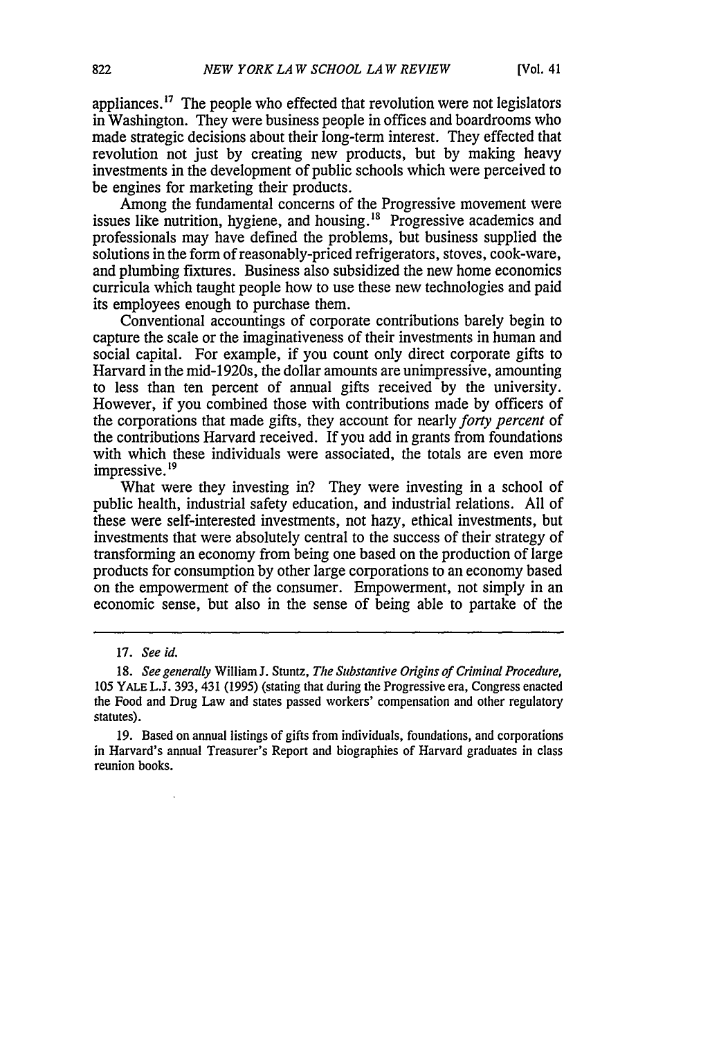appliances.[17] The people who effected that revolution were not legislators in Washington. They were business people in offices and boardrooms who made strategic decisions about their long-term interest. They effected that revolution not just by creating new products, but by making heavy investments in the development of public schools which were perceived to be engines for marketing their products.

Among the fundamental concerns of the Progressive movement were issues like nutrition, hygiene, and housing.[18] Progressive academics and professionals may have defined the problems, but business supplied the solutions in the form of reasonably-priced refrigerators, stoves, cook-ware, and plumbing fixtures. Business also subsidized the new home economics curricula which taught people how to use these new technologies and paid its employees enough to purchase them.

Conventional accountings of corporate contributions barely begin to capture the scale or the imaginativeness of their investments in human and social capital. For example, if you count only direct corporate gifts to Harvard in the mid-1920s, the dollar amounts are unimpressive, amounting to less than ten percent of annual gifts received by the university. However, if you combined those with contributions made by officers of the corporations that made gifts, they account for nearly *forty percent* of the contributions Harvard received. If you add in grants from foundations with which these individuals were associated, the totals are even more impressive.[19]

What were they investing in? They were investing in a school of public health, industrial safety education, and industrial relations. All of these were self-interested investments, not hazy, ethical investments, but investments that were absolutely central to the success of their strategy of transforming an economy from being one based on the production of large products for consumption by other large corporations to an economy based on the empowerment of the consumer. Empowerment, not simply in an economic sense, but also in the sense of being able to partake of the

---

17. *See id.*

18. *See generally* William J. Stuntz, *The Substantive Origins of Criminal Procedure*, 105 YALE L.J. 393, 431 (1995) (stating that during the Progressive era, Congress enacted the Food and Drug Law and states passed workers' compensation and other regulatory statutes).

19. Based on annual listings of gifts from individuals, foundations, and corporations in Harvard's annual Treasurer's Report and biographies of Harvard graduates in class reunion books.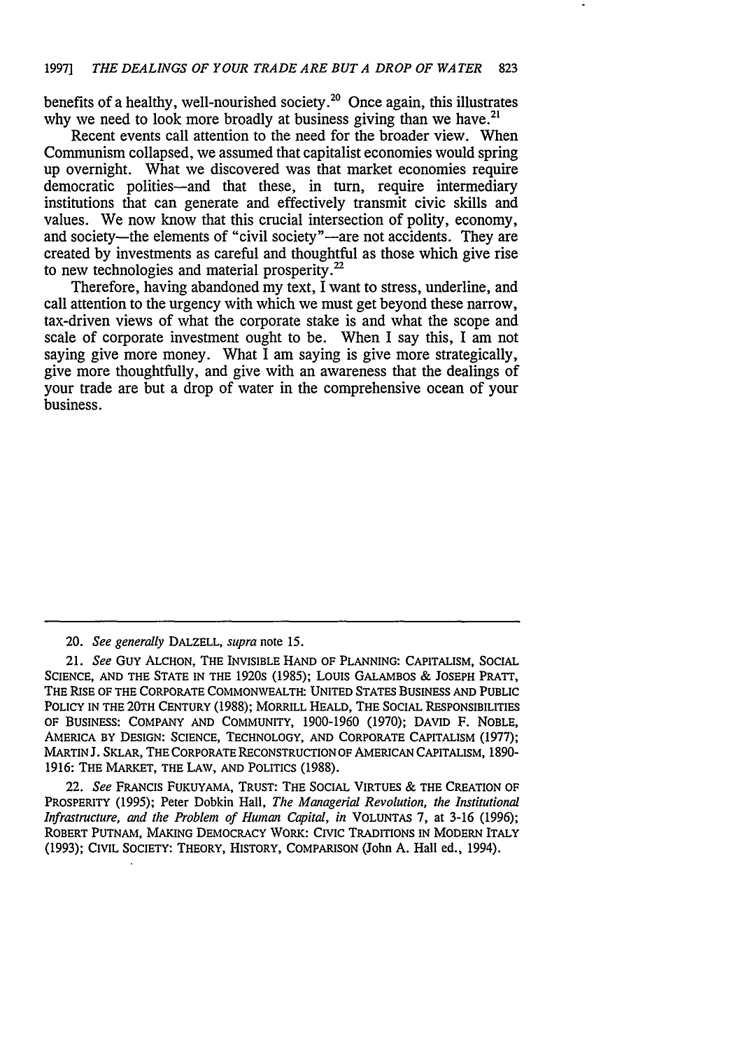benefits of a healthy, well-nourished society.[20] Once again, this illustrates why we need to look more broadly at business giving than we have.[21]

Recent events call attention to the need for the broader view. When Communism collapsed, we assumed that capitalist economies would spring up overnight. What we discovered was that market economies require democratic polities—and that these, in turn, require intermediary institutions that can generate and effectively transmit civic skills and values. We now know that this crucial intersection of polity, economy, and society—the elements of "civil society"—are not accidents. They are created by investments as careful and thoughtful as those which give rise to new technologies and material prosperity.[22]

Therefore, having abandoned my text, I want to stress, underline, and call attention to the urgency with which we must get beyond these narrow, tax-driven views of what the corporate stake is and what the scope and scale of corporate investment ought to be. When I say this, I am not saying give more money. What I am saying is give more strategically, give more thoughtfully, and give with an awareness that the dealings of your trade are but a drop of water in the comprehensive ocean of your business.

---

20. *See generally* DALZELL, *supra* note 15.

21. *See* GUY ALCHON, THE INVISIBLE HAND OF PLANNING: CAPITALISM, SOCIAL SCIENCE, AND THE STATE IN THE 1920S (1985); LOUIS GALAMBOS & JOSEPH PRATT, THE RISE OF THE CORPORATE COMMONWEALTH: UNITED STATES BUSINESS AND PUBLIC POLICY IN THE 20TH CENTURY (1988); MORRILL HEALD, THE SOCIAL RESPONSIBILITIES OF BUSINESS: COMPANY AND COMMUNITY, 1900-1960 (1970); DAVID F. NOBLE, AMERICA BY DESIGN: SCIENCE, TECHNOLOGY, AND CORPORATE CAPITALISM (1977); MARTIN J. SKLAR, THE CORPORATE RECONSTRUCTION OF AMERICAN CAPITALISM, 1890-1916: THE MARKET, THE LAW, AND POLITICS (1988).

22. *See* FRANCIS FUKUYAMA, TRUST: THE SOCIAL VIRTUES & THE CREATION OF PROSPERITY (1995); Peter Dobkin Hall, *The Managerial Revolution, the Institutional Infrastructure, and the Problem of Human Capital*, *in* VOLUNTAS 7, at 3-16 (1996); ROBERT PUTNAM, MAKING DEMOCRACY WORK: CIVIC TRADITIONS IN MODERN ITALY (1993); CIVIL SOCIETY: THEORY, HISTORY, COMPARISON (John A. Hall ed., 1994).